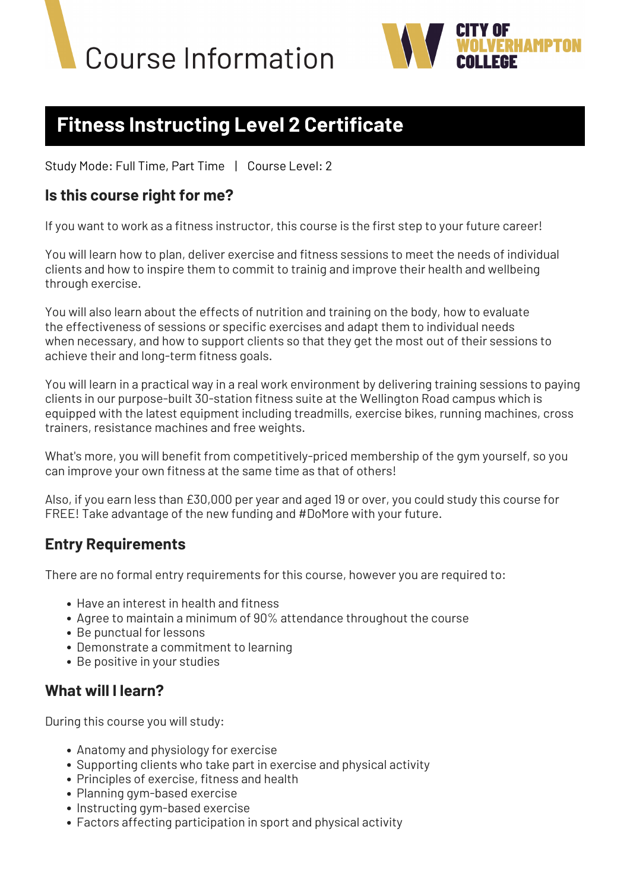# Course Information

CITY OF WOLVERHAMPTON COLLEGE

## Fitness Instructing Level 2 Certificate

Study Mode: Full Time, Part Time | Course Level: 2

### Is this course right for me?

If you want to work as a fitness instructor, this course is the first step to your future career!

You will learn how to plan, deliver exercise and fitness sessions to meet the needs of individual clients and how to inspire them to commit to trainig and improve their health and wellbeing through exercise.

You will also learn about the effects of nutrition and training on the body, how to evaluate the effectiveness of sessions or specific exercises and adapt them to individual needs when necessary, and how to support clients so that they get the most out of their sessions to achieve their and long-term fitness goals.

You will learn in a practical way in a real work environment by delivering training sessions to paying clients in our purpose-built 30-station fitness suite at the Wellington Road campus which is equipped with the latest equipment including treadmills, exercise bikes, running machines, cross trainers, resistance machines and free weights.

What's more, you will benefit from competitively-priced membership of the gym yourself, so you can improve your own fitness at the same time as that of others!

Also, if you earn less than £30,000 per year and aged 19 or over, you could study this course for FREE! Take advantage of the new funding and #DoMore with your future.

### Entry Requirements

There are no formal entry requirements for this course, however you are required to:

- Have an interest in health and fitness
- Agree to maintain a minimum of 90% attendance throughout the course
- Be punctual for lessons
- Demonstrate a commitment to learning
- Be positive in your studies

### What will I learn?

During this course you will study:

- Anatomy and physiology for exercise
- Supporting clients who take part in exercise and physical activity
- Principles of exercise, fitness and health
- Planning gym-based exercise
- Instructing gym-based exercise
- Factors affecting participation in sport and physical activity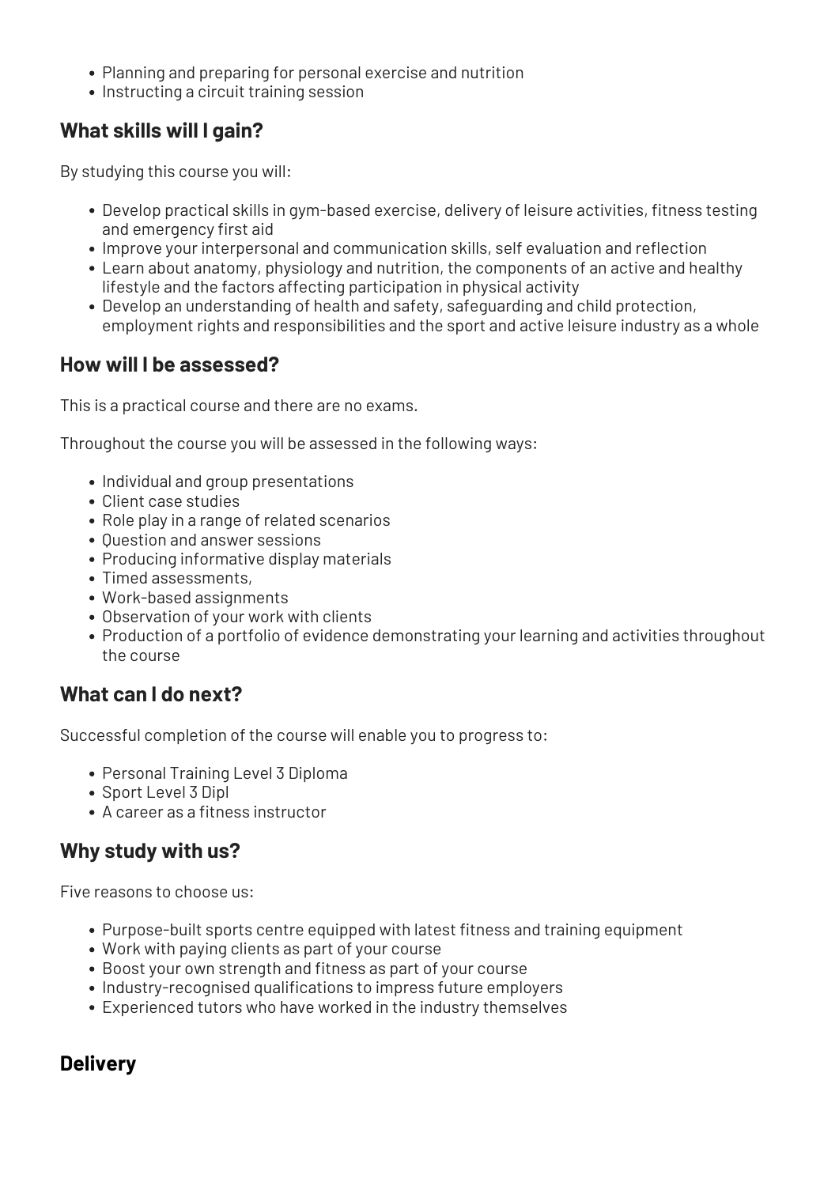- Planning and preparing for personal exercise and nutrition
- Instructing a circuit training session

## What skills will I gain?

By studying this course you will:

- Develop practical skills in gym-based exercise, delivery of leisure activities, fitness testing and emergency first aid
- Improve your interpersonal and communication skills, self evaluation and reflection
- Learn about anatomy, physiology and nutrition, the components of an active and healthy lifestyle and the factors affecting participation in physical activity
- Develop an understanding of health and safety, safeguarding and child protection, employment rights and responsibilities and the sport and active leisure industry as a whole

## How will I be assessed?

This is a practical course and there are no exams.

Throughout the course you will be assessed in the following ways:

- Individual and group presentations
- Client case studies
- Role play in a range of related scenarios
- Question and answer sessions
- Producing informative display materials
- Timed assessments,
- Work-based assignments
- Observation of your work with clients
- Production of a portfolio of evidence demonstrating your learning and activities throughout the course

## What can I do next?

Successful completion of the course will enable you to progress to:

- Personal Training Level 3 Diploma
- Sport Level 3 Dipl
- A career as a fitness instructor

## Why study with us?

Five reasons to choose us:

- Purpose-built sports centre equipped with latest fitness and training equipment
- Work with paying clients as part of your course
- Boost your own strength and fitness as part of your course
- Industry-recognised qualifications to impress future employers
- Experienced tutors who have worked in the industry themselves

## Delivery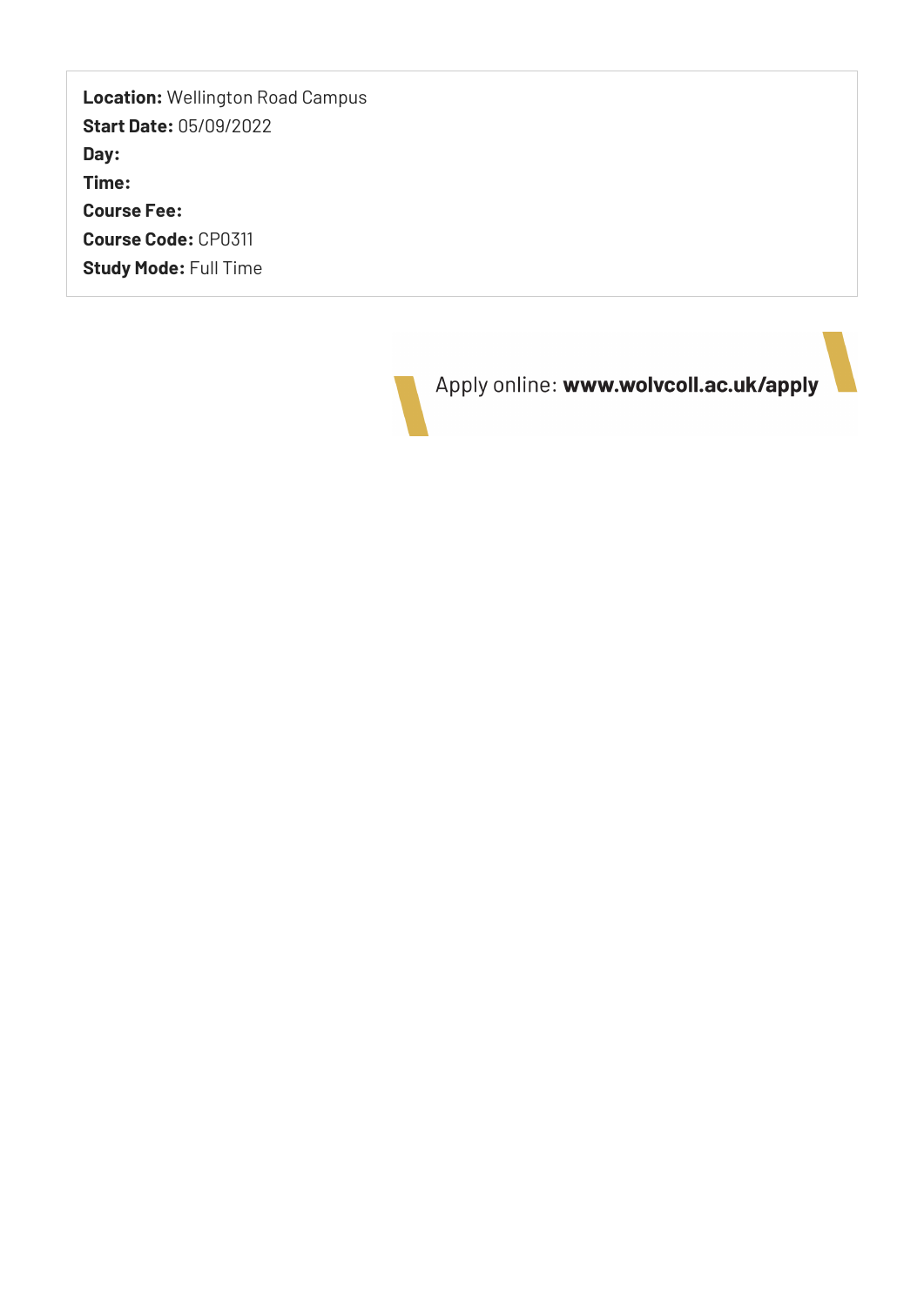**Location:** Wellington Road Campus
**Start Date:** 05/09/2022
**Day:**
**Time:**
**Course Fee:**
**Course Code:** CP0311
**Study Mode:** Full Time

Apply online: **www.wolvcoll.ac.uk/apply**